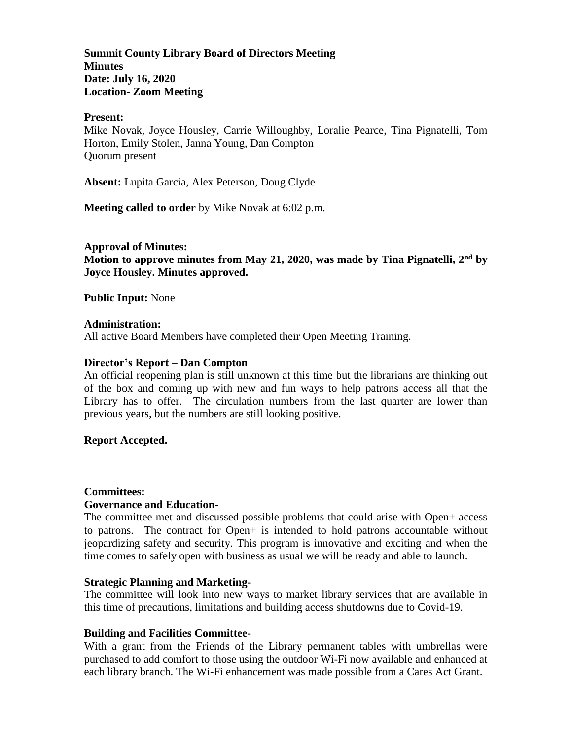**Summit County Library Board of Directors Meeting**
**Minutes**
**Date: July 16, 2020**
**Location- Zoom Meeting**

**Present:**
Mike Novak, Joyce Housley, Carrie Willoughby, Loralie Pearce, Tina Pignatelli, Tom Horton, Emily Stolen, Janna Young, Dan Compton
Quorum present

**Absent:** Lupita Garcia, Alex Peterson, Doug Clyde

**Meeting called to order** by Mike Novak at 6:02 p.m.

**Approval of Minutes:**
**Motion to approve minutes from May 21, 2020, was made by Tina Pignatelli, 2nd by Joyce Housley. Minutes approved.**

**Public Input:** None

**Administration:**
All active Board Members have completed their Open Meeting Training.

**Director's Report – Dan Compton**
An official reopening plan is still unknown at this time but the librarians are thinking out of the box and coming up with new and fun ways to help patrons access all that the Library has to offer. The circulation numbers from the last quarter are lower than previous years, but the numbers are still looking positive.

**Report Accepted.**

**Committees:**
**Governance and Education-**
The committee met and discussed possible problems that could arise with Open+ access to patrons. The contract for Open+ is intended to hold patrons accountable without jeopardizing safety and security. This program is innovative and exciting and when the time comes to safely open with business as usual we will be ready and able to launch.

**Strategic Planning and Marketing-**
The committee will look into new ways to market library services that are available in this time of precautions, limitations and building access shutdowns due to Covid-19.

**Building and Facilities Committee-**
With a grant from the Friends of the Library permanent tables with umbrellas were purchased to add comfort to those using the outdoor Wi-Fi now available and enhanced at each library branch. The Wi-Fi enhancement was made possible from a Cares Act Grant.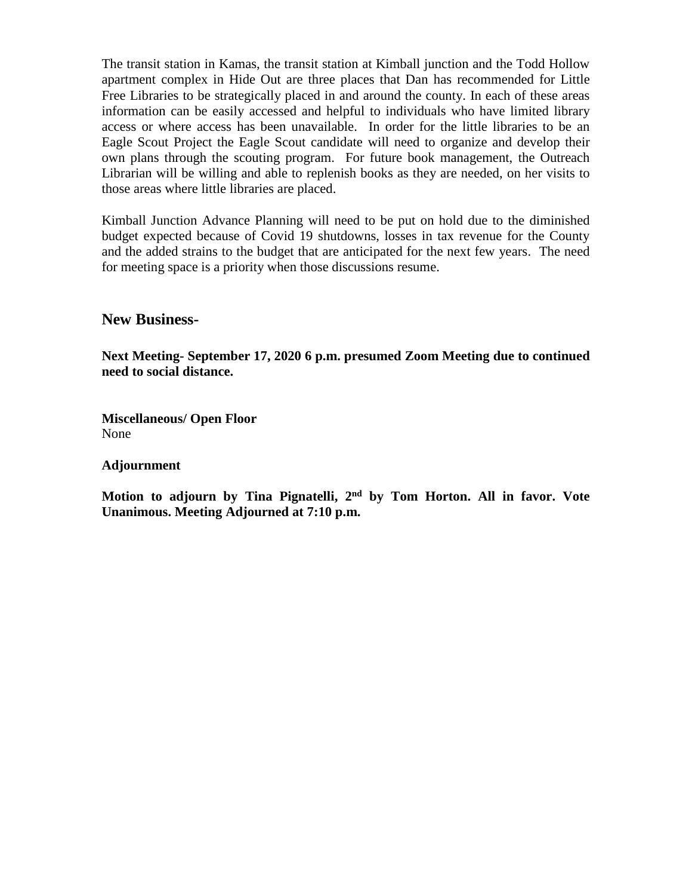The transit station in Kamas, the transit station at Kimball junction and the Todd Hollow apartment complex in Hide Out are three places that Dan has recommended for Little Free Libraries to be strategically placed in and around the county. In each of these areas information can be easily accessed and helpful to individuals who have limited library access or where access has been unavailable. In order for the little libraries to be an Eagle Scout Project the Eagle Scout candidate will need to organize and develop their own plans through the scouting program. For future book management, the Outreach Librarian will be willing and able to replenish books as they are needed, on her visits to those areas where little libraries are placed.

Kimball Junction Advance Planning will need to be put on hold due to the diminished budget expected because of Covid 19 shutdowns, losses in tax revenue for the County and the added strains to the budget that are anticipated for the next few years. The need for meeting space is a priority when those discussions resume.

## New Business-

**Next Meeting- September 17, 2020 6 p.m. presumed Zoom Meeting due to continued need to social distance.**

**Miscellaneous/ Open Floor**
None

**Adjournment**

**Motion to adjourn by Tina Pignatelli, 2nd by Tom Horton. All in favor. Vote Unanimous. Meeting Adjourned at 7:10 p.m.**